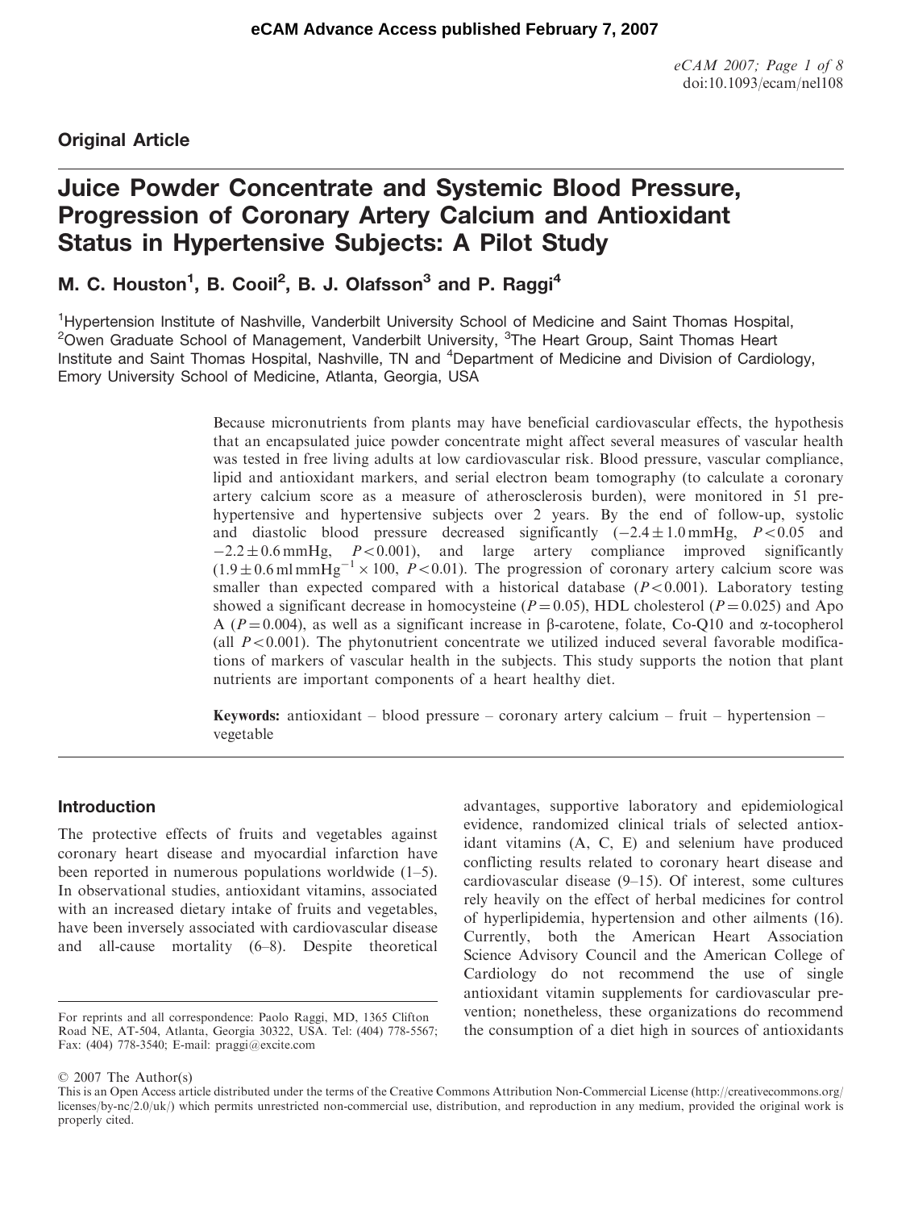eCAM Advance Access published February 7, 2007

doi:10.1093/ecam/nel108

**Original Article**

# Juice Powder Concentrate and Systemic Blood Pressure, Progression of Coronary Artery Calcium and Antioxidant Status in Hypertensive Subjects: A Pilot Study

**M. C. Houston[1], B. Cooil[2], B. J. Olafsson[3] and P. Raggi[4]**

[1]Hypertension Institute of Nashville, Vanderbilt University School of Medicine and Saint Thomas Hospital, [2]Owen Graduate School of Management, Vanderbilt University, [3]The Heart Group, Saint Thomas Heart Institute and Saint Thomas Hospital, Nashville, TN and [4]Department of Medicine and Division of Cardiology, Emory University School of Medicine, Atlanta, Georgia, USA

Because micronutrients from plants may have beneficial cardiovascular effects, the hypothesis that an encapsulated juice powder concentrate might affect several measures of vascular health was tested in free living adults at low cardiovascular risk. Blood pressure, vascular compliance, lipid and antioxidant markers, and serial electron beam tomography (to calculate a coronary artery calcium score as a measure of atherosclerosis burden), were monitored in 51 pre-hypertensive and hypertensive subjects over 2 years. By the end of follow-up, systolic and diastolic blood pressure decreased significantly ($-2.4 \pm 1.0$ mmHg, $P < 0.05$ and $-2.2 \pm 0.6$ mmHg, $P < 0.001$), and large artery compliance improved significantly ($1.9 \pm 0.6$ ml mmHg$^{-1} \times 100$, $P < 0.01$). The progression of coronary artery calcium score was smaller than expected compared with a historical database ($P < 0.001$). Laboratory testing showed a significant decrease in homocysteine ($P = 0.05$), HDL cholesterol ($P = 0.025$) and Apo A ($P = 0.004$), as well as a significant increase in β-carotene, folate, Co-Q10 and α-tocopherol (all $P < 0.001$). The phytonutrient concentrate we utilized induced several favorable modifications of markers of vascular health in the subjects. This study supports the notion that plant nutrients are important components of a heart healthy diet.

**Keywords:** antioxidant – blood pressure – coronary artery calcium – fruit – hypertension – vegetable

## Introduction

The protective effects of fruits and vegetables against coronary heart disease and myocardial infarction have been reported in numerous populations worldwide (1–5). In observational studies, antioxidant vitamins, associated with an increased dietary intake of fruits and vegetables, have been inversely associated with cardiovascular disease and all-cause mortality (6–8). Despite theoretical advantages, supportive laboratory and epidemiological evidence, randomized clinical trials of selected antioxidant vitamins (A, C, E) and selenium have produced conflicting results related to coronary heart disease and cardiovascular disease (9–15). Of interest, some cultures rely heavily on the effect of herbal medicines for control of hyperlipidemia, hypertension and other ailments (16). Currently, both the American Heart Association Science Advisory Council and the American College of Cardiology do not recommend the use of single antioxidant vitamin supplements for cardiovascular prevention; nonetheless, these organizations do recommend the consumption of a diet high in sources of antioxidants

For reprints and all correspondence: Paolo Raggi, MD, 1365 Clifton Road NE, AT-504, Atlanta, Georgia 30322, USA. Tel: (404) 778-5567; Fax: (404) 778-3540; E-mail: praggi@excite.com

© 2007 The Author(s)

This is an Open Access article distributed under the terms of the Creative Commons Attribution Non-Commercial License (http://creativecommons.org/licenses/by-nc/2.0/uk/) which permits unrestricted non-commercial use, distribution, and reproduction in any medium, provided the original work is properly cited.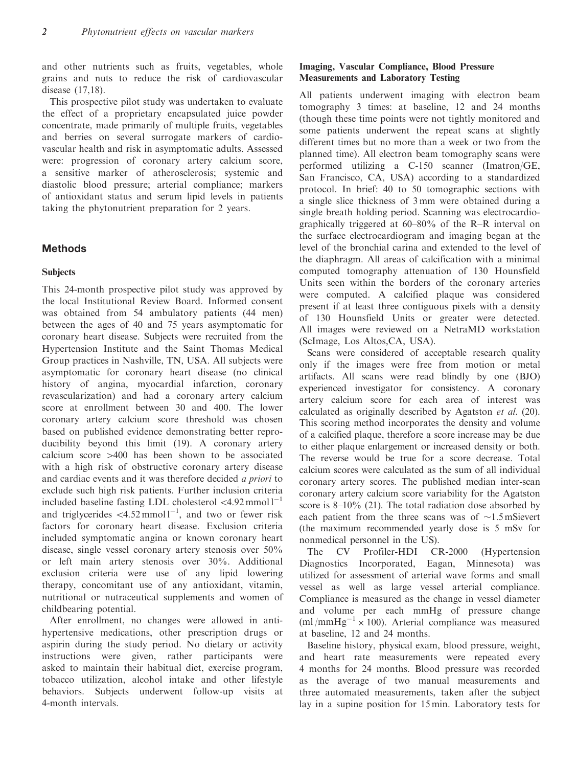and other nutrients such as fruits, vegetables, whole grains and nuts to reduce the risk of cardiovascular disease (17,18).

This prospective pilot study was undertaken to evaluate the effect of a proprietary encapsulated juice powder concentrate, made primarily of multiple fruits, vegetables and berries on several surrogate markers of cardiovascular health and risk in asymptomatic adults. Assessed were: progression of coronary artery calcium score, a sensitive marker of atherosclerosis; systemic and diastolic blood pressure; arterial compliance; markers of antioxidant status and serum lipid levels in patients taking the phytonutrient preparation for 2 years.

## Methods

### Subjects

This 24-month prospective pilot study was approved by the local Institutional Review Board. Informed consent was obtained from 54 ambulatory patients (44 men) between the ages of 40 and 75 years asymptomatic for coronary heart disease. Subjects were recruited from the Hypertension Institute and the Saint Thomas Medical Group practices in Nashville, TN, USA. All subjects were asymptomatic for coronary heart disease (no clinical history of angina, myocardial infarction, coronary revascularization) and had a coronary artery calcium score at enrollment between 30 and 400. The lower coronary artery calcium score threshold was chosen based on published evidence demonstrating better reproducibility beyond this limit (19). A coronary artery calcium score >400 has been shown to be associated with a high risk of obstructive coronary artery disease and cardiac events and it was therefore decided *a priori* to exclude such high risk patients. Further inclusion criteria included baseline fasting LDL cholesterol $<4.92\,\text{mmol}\,\text{l}^{-1}$ and triglycerides $<4.52\,\text{mmol}\,\text{l}^{-1}$, and two or fewer risk factors for coronary heart disease. Exclusion criteria included symptomatic angina or known coronary heart disease, single vessel coronary artery stenosis over 50% or left main artery stenosis over 30%. Additional exclusion criteria were use of any lipid lowering therapy, concomitant use of any antioxidant, vitamin, nutritional or nutraceutical supplements and women of childbearing potential.

After enrollment, no changes were allowed in anti-hypertensive medications, other prescription drugs or aspirin during the study period. No dietary or activity instructions were given, rather participants were asked to maintain their habitual diet, exercise program, tobacco utilization, alcohol intake and other lifestyle behaviors. Subjects underwent follow-up visits at 4-month intervals.

### Imaging, Vascular Compliance, Blood Pressure Measurements and Laboratory Testing

All patients underwent imaging with electron beam tomography 3 times: at baseline, 12 and 24 months (though these time points were not tightly monitored and some patients underwent the repeat scans at slightly different times but no more than a week or two from the planned time). All electron beam tomography scans were performed utilizing a C-150 scanner (Imatron/GE, San Francisco, CA, USA) according to a standardized protocol. In brief: 40 to 50 tomographic sections with a single slice thickness of 3 mm were obtained during a single breath holding period. Scanning was electrocardiographically triggered at 60–80% of the R–R interval on the surface electrocardiogram and imaging began at the level of the bronchial carina and extended to the level of the diaphragm. All areas of calcification with a minimal computed tomography attenuation of 130 Hounsfield Units seen within the borders of the coronary arteries were computed. A calcified plaque was considered present if at least three contiguous pixels with a density of 130 Hounsfield Units or greater were detected. All images were reviewed on a NetraMD workstation (ScImage, Los Altos,CA, USA).

Scans were considered of acceptable research quality only if the images were free from motion or metal artifacts. All scans were read blindly by one (BJO) experienced investigator for consistency. A coronary artery calcium score for each area of interest was calculated as originally described by Agatston *et al.* (20). This scoring method incorporates the density and volume of a calcified plaque, therefore a score increase may be due to either plaque enlargement or increased density or both. The reverse would be true for a score decrease. Total calcium scores were calculated as the sum of all individual coronary artery scores. The published median inter-scan coronary artery calcium score variability for the Agatston score is 8–10% (21). The total radiation dose absorbed by each patient from the three scans was of ~1.5 mSievert (the maximum recommended yearly dose is 5 mSv for nonmedical personnel in the US).

The CV Profiler-HDI CR-2000 (Hypertension Diagnostics Incorporated, Eagan, Minnesota) was utilized for assessment of arterial wave forms and small vessel as well as large vessel arterial compliance. Compliance is measured as the change in vessel diameter and volume per each mmHg of pressure change ($\text{ml}/\text{mmHg}^{-1} \times 100$). Arterial compliance was measured at baseline, 12 and 24 months.

Baseline history, physical exam, blood pressure, weight, and heart rate measurements were repeated every 4 months for 24 months. Blood pressure was recorded as the average of two manual measurements and three automated measurements, taken after the subject lay in a supine position for 15 min. Laboratory tests for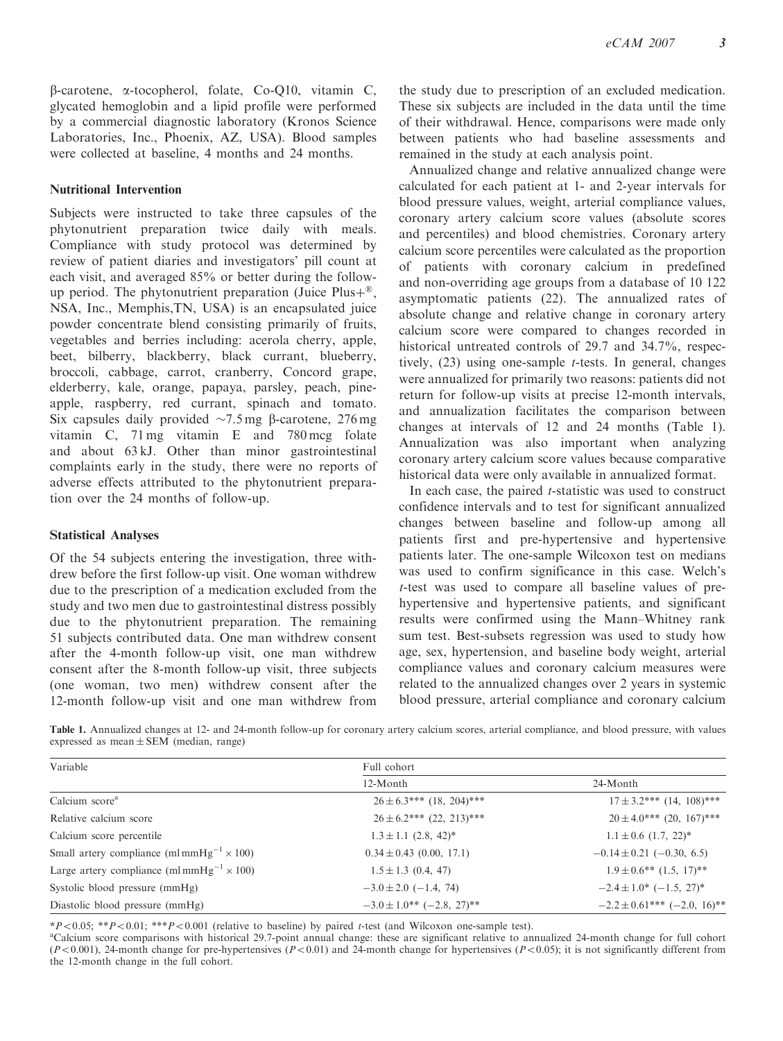β-carotene, α-tocopherol, folate, Co-Q10, vitamin C, glycated hemoglobin and a lipid profile were performed by a commercial diagnostic laboratory (Kronos Science Laboratories, Inc., Phoenix, AZ, USA). Blood samples were collected at baseline, 4 months and 24 months.

### Nutritional Intervention

Subjects were instructed to take three capsules of the phytonutrient preparation twice daily with meals. Compliance with study protocol was determined by review of patient diaries and investigators' pill count at each visit, and averaged 85% or better during the follow-up period. The phytonutrient preparation (Juice Plus+®, NSA, Inc., Memphis,TN, USA) is an encapsulated juice powder concentrate blend consisting primarily of fruits, vegetables and berries including: acerola cherry, apple, beet, bilberry, blackberry, black currant, blueberry, broccoli, cabbage, carrot, cranberry, Concord grape, elderberry, kale, orange, papaya, parsley, peach, pineapple, raspberry, red currant, spinach and tomato. Six capsules daily provided ~7.5 mg β-carotene, 276 mg vitamin C, 71 mg vitamin E and 780 mcg folate and about 63 kJ. Other than minor gastrointestinal complaints early in the study, there were no reports of adverse effects attributed to the phytonutrient preparation over the 24 months of follow-up.

### Statistical Analyses

Of the 54 subjects entering the investigation, three withdrew before the first follow-up visit. One woman withdrew due to the prescription of a medication excluded from the study and two men due to gastrointestinal distress possibly due to the phytonutrient preparation. The remaining 51 subjects contributed data. One man withdrew consent after the 4-month follow-up visit, one man withdrew consent after the 8-month follow-up visit, three subjects (one woman, two men) withdrew consent after the 12-month follow-up visit and one man withdrew from the study due to prescription of an excluded medication. These six subjects are included in the data until the time of their withdrawal. Hence, comparisons were made only between patients who had baseline assessments and remained in the study at each analysis point.

Annualized change and relative annualized change were calculated for each patient at 1- and 2-year intervals for blood pressure values, weight, arterial compliance values, coronary artery calcium score values (absolute scores and percentiles) and blood chemistries. Coronary artery calcium score percentiles were calculated as the proportion of patients with coronary calcium in predefined and non-overriding age groups from a database of 10 122 asymptomatic patients (22). The annualized rates of absolute change and relative change in coronary artery calcium score were compared to changes recorded in historical untreated controls of 29.7 and 34.7%, respectively, (23) using one-sample *t*-tests. In general, changes were annualized for primarily two reasons: patients did not return for follow-up visits at precise 12-month intervals, and annualization facilitates the comparison between changes at intervals of 12 and 24 months (Table 1). Annualization was also important when analyzing coronary artery calcium score values because comparative historical data were only available in annualized format.

In each case, the paired *t*-statistic was used to construct confidence intervals and to test for significant annualized changes between baseline and follow-up among all patients first and pre-hypertensive and hypertensive patients later. The one-sample Wilcoxon test on medians was used to confirm significance in this case. Welch's *t*-test was used to compare all baseline values of pre-hypertensive and hypertensive patients, and significant results were confirmed using the Mann–Whitney rank sum test. Best-subsets regression was used to study how age, sex, hypertension, and baseline body weight, arterial compliance values and coronary calcium measures were related to the annualized changes over 2 years in systemic blood pressure, arterial compliance and coronary calcium

**Table 1.** Annualized changes at 12- and 24-month follow-up for coronary artery calcium scores, arterial compliance, and blood pressure, with values expressed as mean ± SEM (median, range)

| Variable | Full cohort | |
|---|---|---|
| | 12-Month | 24-Month |
| Calcium score[a] | 26 ± 6.3*** (18, 204)*** | 17 ± 3.2*** (14, 108)*** |
| Relative calcium score | 26 ± 6.2*** (22, 213)*** | 20 ± 4.0*** (20, 167)*** |
| Calcium score percentile | 1.3 ± 1.1 (2.8, 42)* | 1.1 ± 0.6 (1.7, 22)* |
| Small artery compliance ($ml\,mmHg^{-1} \times 100$) | 0.34 ± 0.43 (0.00, 17.1) | −0.14 ± 0.21 (−0.30, 6.5) |
| Large artery compliance ($ml\,mmHg^{-1} \times 100$) | 1.5 ± 1.3 (0.4, 47) | 1.9 ± 0.6** (1.5, 17)** |
| Systolic blood pressure (mmHg) | −3.0 ± 2.0 (−1.4, 74) | −2.4 ± 1.0* (−1.5, 27)* |
| Diastolic blood pressure (mmHg) | −3.0 ± 1.0** (−2.8, 27)** | −2.2 ± 0.61*** (−2.0, 16)** |

*$P < 0.05$; **$P < 0.01$; ***$P < 0.001$ (relative to baseline) by paired *t*-test (and Wilcoxon one-sample test).

[a]Calcium score comparisons with historical 29.7-point annual change: these are significant relative to annualized 24-month change for full cohort ($P < 0.001$), 24-month change for pre-hypertensives ($P < 0.01$) and 24-month change for hypertensives ($P < 0.05$); it is not significantly different from the 12-month change in the full cohort.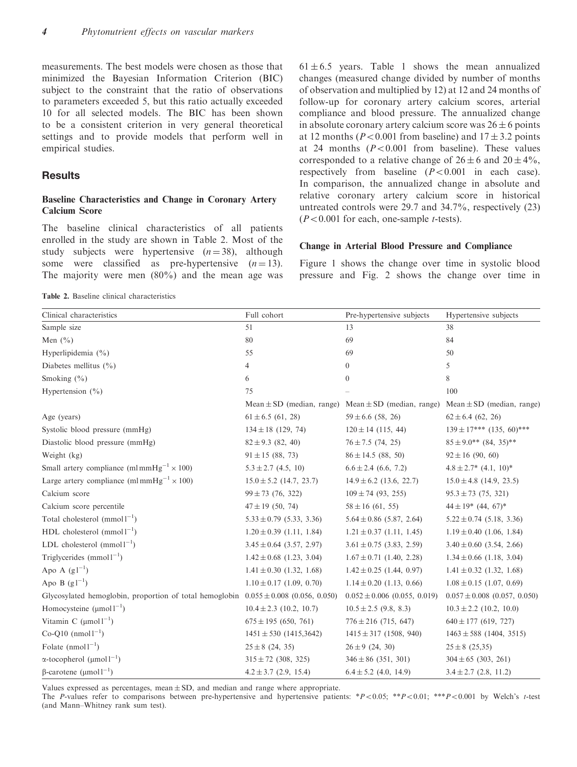measurements. The best models were chosen as those that minimized the Bayesian Information Criterion (BIC) subject to the constraint that the ratio of observations to parameters exceeded 5, but this ratio actually exceeded 10 for all selected models. The BIC has been shown to be a consistent criterion in very general theoretical settings and to provide models that perform well in empirical studies.

## Results

### Baseline Characteristics and Change in Coronary Artery Calcium Score

The baseline clinical characteristics of all patients enrolled in the study are shown in Table 2. Most of the study subjects were hypertensive ($n = 38$), although some were classified as pre-hypertensive ($n = 13$). The majority were men (80%) and the mean age was $61 \pm 6.5$ years. Table 1 shows the mean annualized changes (measured change divided by number of months of observation and multiplied by 12) at 12 and 24 months of follow-up for coronary artery calcium scores, arterial compliance and blood pressure. The annualized change in absolute coronary artery calcium score was $26 \pm 6$ points at 12 months ($P < 0.001$ from baseline) and $17 \pm 3.2$ points at 24 months ($P < 0.001$ from baseline). These values corresponded to a relative change of $26 \pm 6$ and $20 \pm 4$%, respectively from baseline ($P < 0.001$ in each case). In comparison, the annualized change in absolute and relative coronary artery calcium score in historical untreated controls were 29.7 and 34.7%, respectively (23) ($P < 0.001$ for each, one-sample *t*-tests).

### Change in Arterial Blood Pressure and Compliance

Figure 1 shows the change over time in systolic blood pressure and Fig. 2 shows the change over time in

**Table 2.** Baseline clinical characteristics

| Clinical characteristics | Full cohort | Pre-hypertensive subjects | Hypertensive subjects |
|---|---|---|---|
| Sample size | 51 | 13 | 38 |
| Men (%) | 80 | 69 | 84 |
| Hyperlipidemia (%) | 55 | 69 | 50 |
| Diabetes mellitus (%) | 4 | 0 | 5 |
| Smoking (%) | 6 | 0 | 8 |
| Hypertension (%) | 75 | – | 100 |
| | Mean ± SD (median, range) | Mean ± SD (median, range) | Mean ± SD (median, range) |
| Age (years) | 61 ± 6.5 (61, 28) | 59 ± 6.6 (58, 26) | 62 ± 6.4 (62, 26) |
| Systolic blood pressure (mmHg) | 134 ± 18 (129, 74) | 120 ± 14 (115, 44) | 139 ± 17*** (135, 60)*** |
| Diastolic blood pressure (mmHg) | 82 ± 9.3 (82, 40) | 76 ± 7.5 (74, 25) | 85 ± 9.0** (84, 35)** |
| Weight (kg) | 91 ± 15 (88, 73) | 86 ± 14.5 (88, 50) | 92 ± 16 (90, 60) |
| Small artery compliance ($\mathrm{ml\,mmHg^{-1}} \times 100$) | 5.3 ± 2.7 (4.5, 10) | 6.6 ± 2.4 (6.6, 7.2) | 4.8 ± 2.7* (4.1, 10)* |
| Large artery compliance ($\mathrm{ml\,mmHg^{-1}} \times 100$) | 15.0 ± 5.2 (14.7, 23.7) | 14.9 ± 6.2 (13.6, 22.7) | 15.0 ± 4.8 (14.9, 23.5) |
| Calcium score | 99 ± 73 (76, 322) | 109 ± 74 (93, 255) | 95.3 ± 73 (75, 321) |
| Calcium score percentile | 47 ± 19 (50, 74) | 58 ± 16 (61, 55) | 44 ± 19* (44, 67)* |
| Total cholesterol ($\mathrm{mmol\,l^{-1}}$) | 5.33 ± 0.79 (5.33, 3.36) | 5.64 ± 0.86 (5.87, 2.64) | 5.22 ± 0.74 (5.18, 3.36) |
| HDL cholesterol ($\mathrm{mmol\,l^{-1}}$) | 1.20 ± 0.39 (1.11, 1.84) | 1.21 ± 0.37 (1.11, 1.45) | 1.19 ± 0.40 (1.06, 1.84) |
| LDL cholesterol ($\mathrm{mmol\,l^{-1}}$) | 3.45 ± 0.64 (3.57, 2.97) | 3.61 ± 0.75 (3.83, 2.59) | 3.40 ± 0.60 (3.54, 2.66) |
| Triglycerides ($\mathrm{mmol\,l^{-1}}$) | 1.42 ± 0.68 (1.23, 3.04) | 1.67 ± 0.71 (1.40, 2.28) | 1.34 ± 0.66 (1.18, 3.04) |
| Apo A ($\mathrm{g\,l^{-1}}$) | 1.41 ± 0.30 (1.32, 1.68) | 1.42 ± 0.25 (1.44, 0.97) | 1.41 ± 0.32 (1.32, 1.68) |
| Apo B ($\mathrm{g\,l^{-1}}$) | 1.10 ± 0.17 (1.09, 0.70) | 1.14 ± 0.20 (1.13, 0.66) | 1.08 ± 0.15 (1.07, 0.69) |
| Glycosylated hemoglobin, proportion of total hemoglobin | 0.055 ± 0.008 (0.056, 0.050) | 0.052 ± 0.006 (0.055, 0.019) | 0.057 ± 0.008 (0.057, 0.050) |
| Homocysteine ($\mathrm{\mu mol\,l^{-1}}$) | 10.4 ± 2.3 (10.2, 10.7) | 10.5 ± 2.5 (9.8, 8.3) | 10.3 ± 2.2 (10.2, 10.0) |
| Vitamin C ($\mathrm{\mu mol\,l^{-1}}$) | 675 ± 195 (650, 761) | 776 ± 216 (715, 647) | 640 ± 177 (619, 727) |
| Co-Q10 ($\mathrm{nmol\,l^{-1}}$) | 1451 ± 530 (1415,3642) | 1415 ± 317 (1508, 940) | 1463 ± 588 (1404, 3515) |
| Folate ($\mathrm{nmol\,l^{-1}}$) | 25 ± 8 (24, 35) | 26 ± 9 (24, 30) | 25 ± 8 (25,35) |
| α-tocopherol ($\mathrm{\mu mol\,l^{-1}}$) | 315 ± 72 (308, 325) | 346 ± 86 (351, 301) | 304 ± 65 (303, 261) |
| β-carotene ($\mathrm{\mu mol\,l^{-1}}$) | 4.2 ± 3.7 (2.9, 15.4) | 6.4 ± 5.2 (4.0, 14.9) | 3.4 ± 2.7 (2.8, 11.2) |

Values expressed as percentages, mean ± SD, and median and range where appropriate.
The *P*-values refer to comparisons between pre-hypertensive and hypertensive patients: *$P < 0.05$; **$P < 0.01$; ***$P < 0.001$ by Welch's *t*-test (and Mann–Whitney rank sum test).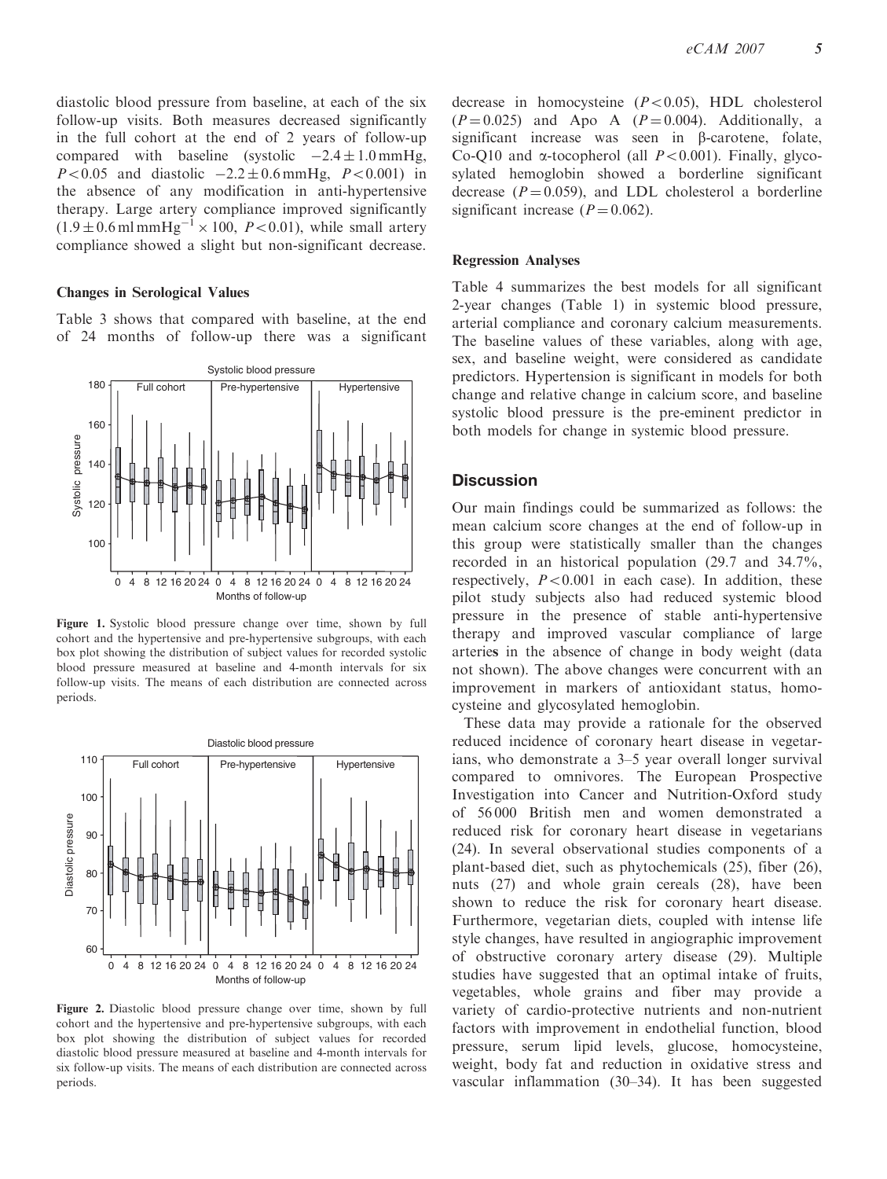diastolic blood pressure from baseline, at each of the six follow-up visits. Both measures decreased significantly in the full cohort at the end of 2 years of follow-up compared with baseline (systolic $-2.4 \pm 1.0$ mmHg, $P < 0.05$ and diastolic $-2.2 \pm 0.6$ mmHg, $P < 0.001$) in the absence of any modification in anti-hypertensive therapy. Large artery compliance improved significantly ($1.9 \pm 0.6$ ml mmHg$^{-1} \times 100$, $P < 0.01$), while small artery compliance showed a slight but non-significant decrease.

### Changes in Serological Values

Table 3 shows that compared with baseline, at the end of 24 months of follow-up there was a significant decrease in homocysteine ($P < 0.05$), HDL cholesterol ($P = 0.025$) and Apo A ($P = 0.004$). Additionally, a significant increase was seen in β-carotene, folate, Co-Q10 and α-tocopherol (all $P < 0.001$). Finally, glycosylated hemoglobin showed a borderline significant decrease ($P = 0.059$), and LDL cholesterol a borderline significant increase ($P = 0.062$).

Figure 1. Systolic blood pressure change over time, shown by full cohort and the hypertensive and pre-hypertensive subgroups, with each box plot showing the distribution of subject values for recorded systolic blood pressure measured at baseline and 4-month intervals for six follow-up visits. The means of each distribution are connected across periods.

Figure 2. Diastolic blood pressure change over time, shown by full cohort and the hypertensive and pre-hypertensive subgroups, with each box plot showing the distribution of subject values for recorded diastolic blood pressure measured at baseline and 4-month intervals for six follow-up visits. The means of each distribution are connected across periods.

### Regression Analyses

Table 4 summarizes the best models for all significant 2-year changes (Table 1) in systemic blood pressure, arterial compliance and coronary calcium measurements. The baseline values of these variables, along with age, sex, and baseline weight, were considered as candidate predictors. Hypertension is significant in models for both change and relative change in calcium score, and baseline systolic blood pressure is the pre-eminent predictor in both models for change in systemic blood pressure.

## Discussion

Our main findings could be summarized as follows: the mean calcium score changes at the end of follow-up in this group were statistically smaller than the changes recorded in an historical population (29.7 and 34.7%, respectively, $P < 0.001$ in each case). In addition, these pilot study subjects also had reduced systemic blood pressure in the presence of stable anti-hypertensive therapy and improved vascular compliance of large arteries in the absence of change in body weight (data not shown). The above changes were concurrent with an improvement in markers of antioxidant status, homocysteine and glycosylated hemoglobin.

These data may provide a rationale for the observed reduced incidence of coronary heart disease in vegetarians, who demonstrate a 3–5 year overall longer survival compared to omnivores. The European Prospective Investigation into Cancer and Nutrition-Oxford study of 56 000 British men and women demonstrated a reduced risk for coronary heart disease in vegetarians (24). In several observational studies components of a plant-based diet, such as phytochemicals (25), fiber (26), nuts (27) and whole grain cereals (28), have been shown to reduce the risk for coronary heart disease. Furthermore, vegetarian diets, coupled with intense life style changes, have resulted in angiographic improvement of obstructive coronary artery disease (29). Multiple studies have suggested that an optimal intake of fruits, vegetables, whole grains and fiber may provide a variety of cardio-protective nutrients and non-nutrient factors with improvement in endothelial function, blood pressure, serum lipid levels, glucose, homocysteine, weight, body fat and reduction in oxidative stress and vascular inflammation (30–34). It has been suggested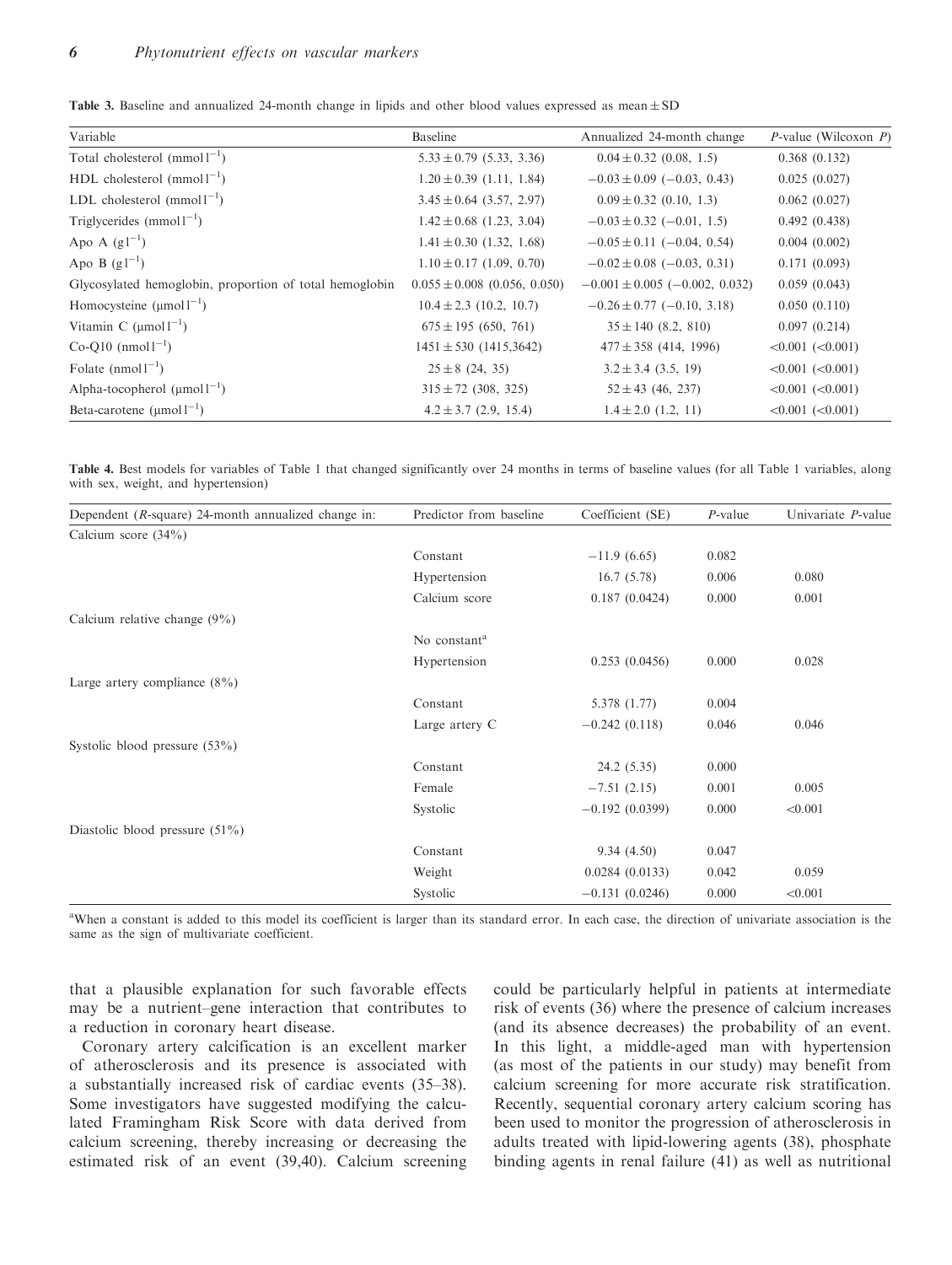**Table 3.** Baseline and annualized 24-month change in lipids and other blood values expressed as mean ± SD

| Variable | Baseline | Annualized 24-month change | *P*-value (Wilcoxon *P*) |
|---|---|---|---|
| Total cholesterol ($mmol\,l^{-1}$) | 5.33 ± 0.79 (5.33, 3.36) | 0.04 ± 0.32 (0.08, 1.5) | 0.368 (0.132) |
| HDL cholesterol ($mmol\,l^{-1}$) | 1.20 ± 0.39 (1.11, 1.84) | −0.03 ± 0.09 (−0.03, 0.43) | 0.025 (0.027) |
| LDL cholesterol ($mmol\,l^{-1}$) | 3.45 ± 0.64 (3.57, 2.97) | 0.09 ± 0.32 (0.10, 1.3) | 0.062 (0.027) |
| Triglycerides ($mmol\,l^{-1}$) | 1.42 ± 0.68 (1.23, 3.04) | −0.03 ± 0.32 (−0.01, 1.5) | 0.492 (0.438) |
| Apo A ($g\,l^{-1}$) | 1.41 ± 0.30 (1.32, 1.68) | −0.05 ± 0.11 (−0.04, 0.54) | 0.004 (0.002) |
| Apo B ($g\,l^{-1}$) | 1.10 ± 0.17 (1.09, 0.70) | −0.02 ± 0.08 (−0.03, 0.31) | 0.171 (0.093) |
| Glycosylated hemoglobin, proportion of total hemoglobin | 0.055 ± 0.008 (0.056, 0.050) | −0.001 ± 0.005 (−0.002, 0.032) | 0.059 (0.043) |
| Homocysteine ($\mu mol\,l^{-1}$) | 10.4 ± 2.3 (10.2, 10.7) | −0.26 ± 0.77 (−0.10, 3.18) | 0.050 (0.110) |
| Vitamin C ($\mu mol\,l^{-1}$) | 675 ± 195 (650, 761) | 35 ± 140 (8.2, 810) | 0.097 (0.214) |
| Co-Q10 ($nmol\,l^{-1}$) | 1451 ± 530 (1415,3642) | 477 ± 358 (414, 1996) | <0.001 (<0.001) |
| Folate ($nmol\,l^{-1}$) | 25 ± 8 (24, 35) | 3.2 ± 3.4 (3.5, 19) | <0.001 (<0.001) |
| Alpha-tocopherol ($\mu mol\,l^{-1}$) | 315 ± 72 (308, 325) | 52 ± 43 (46, 237) | <0.001 (<0.001) |
| Beta-carotene ($\mu mol\,l^{-1}$) | 4.2 ± 3.7 (2.9, 15.4) | 1.4 ± 2.0 (1.2, 11) | <0.001 (<0.001) |

**Table 4.** Best models for variables of Table 1 that changed significantly over 24 months in terms of baseline values (for all Table 1 variables, along with sex, weight, and hypertension)

| Dependent (*R*-square) 24-month annualized change in: | Predictor from baseline | Coefficient (SE) | *P*-value | Univariate *P*-value |
|---|---|---|---|---|
| Calcium score (34%) | | | | |
| | Constant | −11.9 (6.65) | 0.082 | |
| | Hypertension | 16.7 (5.78) | 0.006 | 0.080 |
| | Calcium score | 0.187 (0.0424) | 0.000 | 0.001 |
| Calcium relative change (9%) | | | | |
| | No constant[a] | | | |
| | Hypertension | 0.253 (0.0456) | 0.000 | 0.028 |
| Large artery compliance (8%) | | | | |
| | Constant | 5.378 (1.77) | 0.004 | |
| | Large artery C | −0.242 (0.118) | 0.046 | 0.046 |
| Systolic blood pressure (53%) | | | | |
| | Constant | 24.2 (5.35) | 0.000 | |
| | Female | −7.51 (2.15) | 0.001 | 0.005 |
| | Systolic | −0.192 (0.0399) | 0.000 | <0.001 |
| Diastolic blood pressure (51%) | | | | |
| | Constant | 9.34 (4.50) | 0.047 | |
| | Weight | 0.0284 (0.0133) | 0.042 | 0.059 |
| | Systolic | −0.131 (0.0246) | 0.000 | <0.001 |

[a]When a constant is added to this model its coefficient is larger than its standard error. In each case, the direction of univariate association is the same as the sign of multivariate coefficient.

that a plausible explanation for such favorable effects may be a nutrient–gene interaction that contributes to a reduction in coronary heart disease.

Coronary artery calcification is an excellent marker of atherosclerosis and its presence is associated with a substantially increased risk of cardiac events (35–38). Some investigators have suggested modifying the calculated Framingham Risk Score with data derived from calcium screening, thereby increasing or decreasing the estimated risk of an event (39,40). Calcium screening could be particularly helpful in patients at intermediate risk of events (36) where the presence of calcium increases (and its absence decreases) the probability of an event. In this light, a middle-aged man with hypertension (as most of the patients in our study) may benefit from calcium screening for more accurate risk stratification. Recently, sequential coronary artery calcium scoring has been used to monitor the progression of atherosclerosis in adults treated with lipid-lowering agents (38), phosphate binding agents in renal failure (41) as well as nutritional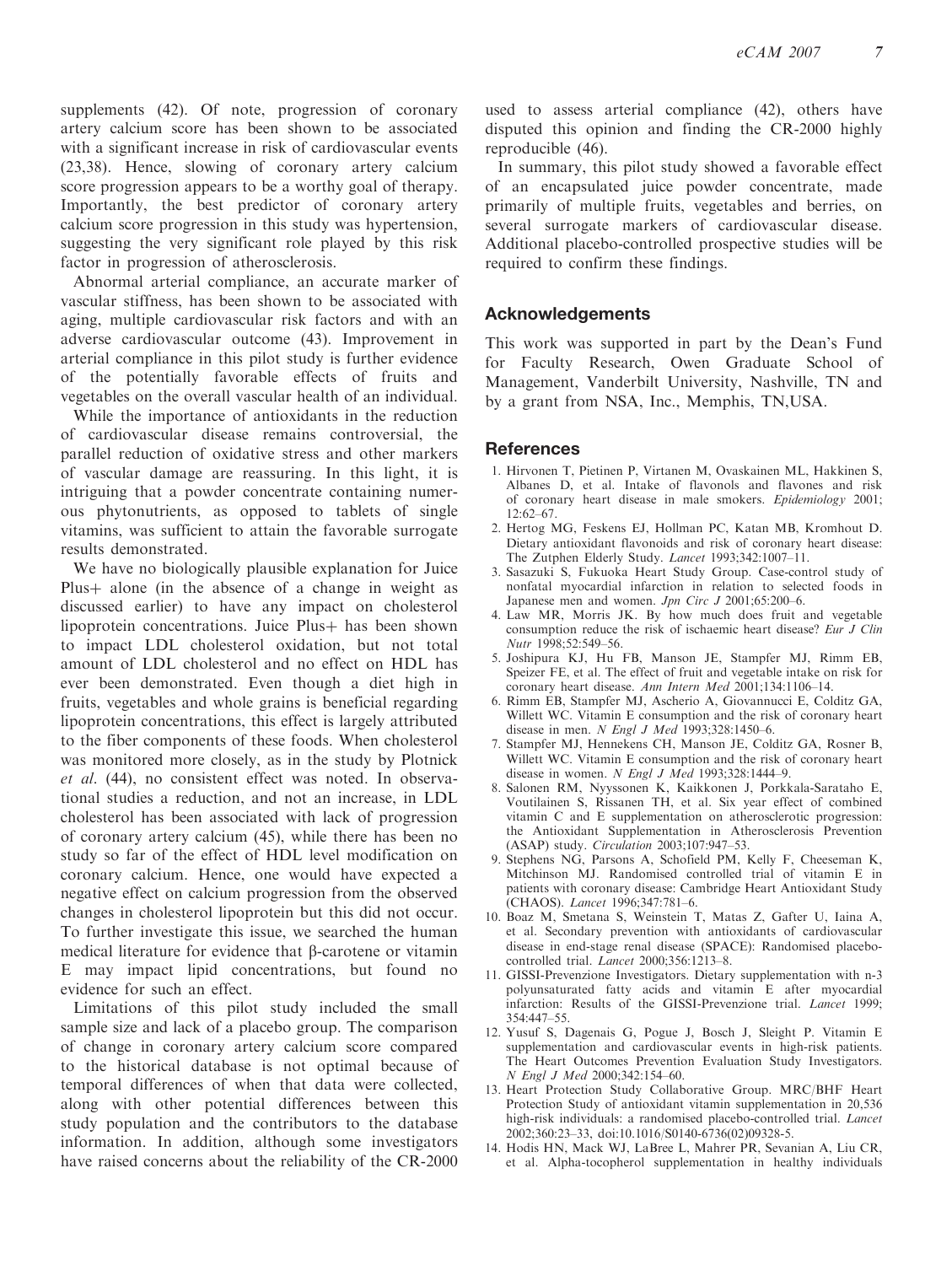supplements (42). Of note, progression of coronary artery calcium score has been shown to be associated with a significant increase in risk of cardiovascular events (23,38). Hence, slowing of coronary artery calcium score progression appears to be a worthy goal of therapy. Importantly, the best predictor of coronary artery calcium score progression in this study was hypertension, suggesting the very significant role played by this risk factor in progression of atherosclerosis.

Abnormal arterial compliance, an accurate marker of vascular stiffness, has been shown to be associated with aging, multiple cardiovascular risk factors and with an adverse cardiovascular outcome (43). Improvement in arterial compliance in this pilot study is further evidence of the potentially favorable effects of fruits and vegetables on the overall vascular health of an individual.

While the importance of antioxidants in the reduction of cardiovascular disease remains controversial, the parallel reduction of oxidative stress and other markers of vascular damage are reassuring. In this light, it is intriguing that a powder concentrate containing numerous phytonutrients, as opposed to tablets of single vitamins, was sufficient to attain the favorable surrogate results demonstrated.

We have no biologically plausible explanation for Juice Plus+ alone (in the absence of a change in weight as discussed earlier) to have any impact on cholesterol lipoprotein concentrations. Juice Plus+ has been shown to impact LDL cholesterol oxidation, but not total amount of LDL cholesterol and no effect on HDL has ever been demonstrated. Even though a diet high in fruits, vegetables and whole grains is beneficial regarding lipoprotein concentrations, this effect is largely attributed to the fiber components of these foods. When cholesterol was monitored more closely, as in the study by Plotnick *et al.* (44), no consistent effect was noted. In observational studies a reduction, and not an increase, in LDL cholesterol has been associated with lack of progression of coronary artery calcium (45), while there has been no study so far of the effect of HDL level modification on coronary calcium. Hence, one would have expected a negative effect on calcium progression from the observed changes in cholesterol lipoprotein but this did not occur. To further investigate this issue, we searched the human medical literature for evidence that β-carotene or vitamin E may impact lipid concentrations, but found no evidence for such an effect.

Limitations of this pilot study included the small sample size and lack of a placebo group. The comparison of change in coronary artery calcium score compared to the historical database is not optimal because of temporal differences of when that data were collected, along with other potential differences between this study population and the contributors to the database information. In addition, although some investigators have raised concerns about the reliability of the CR-2000 used to assess arterial compliance (42), others have disputed this opinion and finding the CR-2000 highly reproducible (46).

In summary, this pilot study showed a favorable effect of an encapsulated juice powder concentrate, made primarily of multiple fruits, vegetables and berries, on several surrogate markers of cardiovascular disease. Additional placebo-controlled prospective studies will be required to confirm these findings.

## Acknowledgements

This work was supported in part by the Dean's Fund for Faculty Research, Owen Graduate School of Management, Vanderbilt University, Nashville, TN and by a grant from NSA, Inc., Memphis, TN,USA.

## References

1. Hirvonen T, Pietinen P, Virtanen M, Ovaskainen ML, Hakkinen S, Albanes D, et al. Intake of flavonols and flavones and risk of coronary heart disease in male smokers. *Epidemiology* 2001; 12:62–67.
2. Hertog MG, Feskens EJ, Hollman PC, Katan MB, Kromhout D. Dietary antioxidant flavonoids and risk of coronary heart disease: The Zutphen Elderly Study. *Lancet* 1993;342:1007–11.
3. Sasazuki S, Fukuoka Heart Study Group. Case-control study of nonfatal myocardial infarction in relation to selected foods in Japanese men and women. *Jpn Circ J* 2001;65:200–6.
4. Law MR, Morris JK. By how much does fruit and vegetable consumption reduce the risk of ischaemic heart disease? *Eur J Clin Nutr* 1998;52:549–56.
5. Joshipura KJ, Hu FB, Manson JE, Stampfer MJ, Rimm EB, Speizer FE, et al. The effect of fruit and vegetable intake on risk for coronary heart disease. *Ann Intern Med* 2001;134:1106–14.
6. Rimm EB, Stampfer MJ, Ascherio A, Giovannucci E, Colditz GA, Willett WC. Vitamin E consumption and the risk of coronary heart disease in men. *N Engl J Med* 1993;328:1450–6.
7. Stampfer MJ, Hennekens CH, Manson JE, Colditz GA, Rosner B, Willett WC. Vitamin E consumption and the risk of coronary heart disease in women. *N Engl J Med* 1993;328:1444–9.
8. Salonen RM, Nyyssonen K, Kaikkonen J, Porkkala-Sarataho E, Voutilainen S, Rissanen TH, et al. Six year effect of combined vitamin C and E supplementation on atherosclerotic progression: the Antioxidant Supplementation in Atherosclerosis Prevention (ASAP) study. *Circulation* 2003;107:947–53.
9. Stephens NG, Parsons A, Schofield PM, Kelly F, Cheeseman K, Mitchinson MJ. Randomised controlled trial of vitamin E in patients with coronary disease: Cambridge Heart Antioxidant Study (CHAOS). *Lancet* 1996;347:781–6.
10. Boaz M, Smetana S, Weinstein T, Matas Z, Gafter U, Iaina A, et al. Secondary prevention with antioxidants of cardiovascular disease in end-stage renal disease (SPACE): Randomised placebo-controlled trial. *Lancet* 2000;356:1213–8.
11. GISSI-Prevenzione Investigators. Dietary supplementation with n-3 polyunsaturated fatty acids and vitamin E after myocardial infarction: Results of the GISSI-Prevenzione trial. *Lancet* 1999; 354:447–55.
12. Yusuf S, Dagenais G, Pogue J, Bosch J, Sleight P. Vitamin E supplementation and cardiovascular events in high-risk patients. The Heart Outcomes Prevention Evaluation Study Investigators. *N Engl J Med* 2000;342:154–60.
13. Heart Protection Study Collaborative Group. MRC/BHF Heart Protection Study of antioxidant vitamin supplementation in 20,536 high-risk individuals: a randomised placebo-controlled trial. *Lancet* 2002;360:23–33, doi:10.1016/S0140-6736(02)09328-5.
14. Hodis HN, Mack WJ, LaBree L, Mahrer PR, Sevanian A, Liu CR, et al. Alpha-tocopherol supplementation in healthy individuals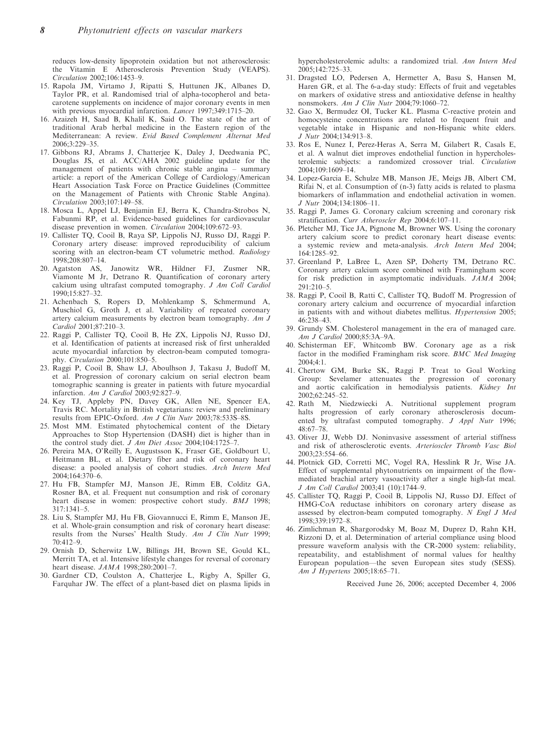reduces low-density lipoprotein oxidation but not atherosclerosis: the Vitamin E Atherosclerosis Prevention Study (VEAPS). *Circulation* 2002;106:1453–9.

15. Rapola JM, Virtamo J, Ripatti S, Huttunen JK, Albanes D, Taylor PR, et al. Randomised trial of alpha-tocopherol and beta-carotene supplements on incidence of major coronary events in men with previous myocardial infarction. *Lancet* 1997;349:1715–20.
16. Azaizeh H, Saad B, Khalil K, Said O. The state of the art of traditional Arab herbal medicine in the Eastern region of the Mediterranean: A review. *Evid Based Complement Alternat Med* 2006;3:229–35.
17. Gibbons RJ, Abrams J, Chatterjee K, Daley J, Deedwania PC, Douglas JS, et al. ACC/AHA 2002 guideline update for the management of patients with chronic stable angina – summary article: a report of the American College of Cardiology/American Heart Association Task Force on Practice Guidelines (Committee on the Management of Patients with Chronic Stable Angina). *Circulation* 2003;107:149–58.
18. Mosca L, Appel LJ, Benjamin EJ, Berra K, Chandra-Strobos N, Fabunmi RP, et al. Evidence-based guidelines for cardiovascular disease prevention in women. *Circulation* 2004;109:672–93.
19. Callister TQ, Cooil B, Raya SP, Lippolis NJ, Russo DJ, Raggi P. Coronary artery disease: improved reproducibility of calcium scoring with an electron-beam CT volumetric method. *Radiology* 1998;208:807–14.
20. Agatston AS, Janowitz WR, Hildner FJ, Zusmer NR, Viamonte M Jr, Detrano R. Quantification of coronary artery calcium using ultrafast computed tomography. *J Am Coll Cardiol* 1990;15:827–32.
21. Achenbach S, Ropers D, Mohlenkamp S, Schmermund A, Muschiol G, Groth J, et al. Variability of repeated coronary artery calcium measurements by electron beam tomography. *Am J Cardiol* 2001;87:210–3.
22. Raggi P, Callister TQ, Cooil B, He ZX, Lippolis NJ, Russo DJ, et al. Identification of patients at increased risk of first unheralded acute myocardial infarction by electron-beam computed tomography. *Circulation* 2000;101:850–5.
23. Raggi P, Cooil B, Shaw LJ, Aboulhson J, Takasu J, Budoff M, et al. Progression of coronary calcium on serial electron beam tomographic scanning is greater in patients with future myocardial infarction. *Am J Cardiol* 2003;92:827–9.
24. Key TJ, Appleby PN, Davey GK, Allen NE, Spencer EA, Travis RC. Mortality in British vegetarians: review and preliminary results from EPIC-Oxford. *Am J Clin Nutr* 2003;78:533S–8S.
25. Most MM. Estimated phytochemical content of the Dietary Approaches to Stop Hypertension (DASH) diet is higher than in the control study diet. *J Am Diet Assoc* 2004;104:1725–7.
26. Pereira MA, O'Reilly E, Augustsson K, Fraser GE, Goldbourt U, Heitmann BL, et al. Dietary fiber and risk of coronary heart disease: a pooled analysis of cohort studies. *Arch Intern Med* 2004;164:370–6.
27. Hu FB, Stampfer MJ, Manson JE, Rimm EB, Colditz GA, Rosner BA, et al. Frequent nut consumption and risk of coronary heart disease in women: prospective cohort study. *BMJ* 1998; 317:1341–5.
28. Liu S, Stampfer MJ, Hu FB, Giovannucci E, Rimm E, Manson JE, et al. Whole-grain consumption and risk of coronary heart disease: results from the Nurses' Health Study. *Am J Clin Nutr* 1999; 70:412–9.
29. Ornish D, Scherwitz LW, Billings JH, Brown SE, Gould KL, Merritt TA, et al. Intensive lifestyle changes for reversal of coronary heart disease. *JAMA* 1998;280:2001–7.
30. Gardner CD, Coulston A, Chatterjee L, Rigby A, Spiller G, Farquhar JW. The effect of a plant-based diet on plasma lipids in hypercholesterolemic adults: a randomized trial. *Ann Intern Med* 2005;142:725–33.
31. Dragsted LO, Pedersen A, Hermetter A, Basu S, Hansen M, Haren GR, et al. The 6-a-day study: Effects of fruit and vegetables on markers of oxidative stress and antioxidative defense in healthy nonsmokers. *Am J Clin Nutr* 2004;79:1060–72.
32. Gao X, Bermudez OI, Tucker KL. Plasma C-reactive protein and homocysteine concentrations are related to frequent fruit and vegetable intake in Hispanic and non-Hispanic white elders. *J Nutr* 2004;134:913–8.
33. Ros E, Nunez I, Perez-Heras A, Serra M, Gilabert R, Casals E, et al. A walnut diet improves endothelial function in hypercholesterolemic subjects: a randomized crossover trial. *Circulation* 2004;109:1609–14.
34. Lopez-Garcia E, Schulze MB, Manson JE, Meigs JB, Albert CM, Rifai N, et al. Consumption of (n-3) fatty acids is related to plasma biomarkers of inflammation and endothelial activation in women. *J Nutr* 2004;134:1806–11.
35. Raggi P, James G. Coronary calcium screening and coronary risk stratification. *Curr Atheroscler Rep* 2004;6:107–11.
36. Pletcher MJ, Tice JA, Pignone M, Browner WS. Using the coronary artery calcium score to predict coronary heart disease events: a systemic review and meta-analysis. *Arch Intern Med* 2004; 164:1285–92.
37. Greenland P, LaBree L, Azen SP, Doherty TM, Detrano RC. Coronary artery calcium score combined with Framingham score for risk prediction in asymptomatic individuals. *JAMA* 2004; 291:210–5.
38. Raggi P, Cooil B, Ratti C, Callister TQ, Budoff M. Progression of coronary artery calcium and occurrence of myocardial infarction in patients with and without diabetes mellitus. *Hypertension* 2005; 46:238–43.
39. Grundy SM. Cholesterol management in the era of managed care. *Am J Cardiol* 2000;85:3A–9A.
40. Schisterman EF, Whitcomb BW. Coronary age as a risk factor in the modified Framingham risk score. *BMC Med Imaging* 2004;4:1.
41. Chertow GM, Burke SK, Raggi P. Treat to Goal Working Group: Sevelamer attenuates the progression of coronary and aortic calcification in hemodialysis patients. *Kidney Int* 2002;62:245–52.
42. Rath M, Niedzwiecki A. Nutritional supplement program halts progression of early coronary atherosclerosis documented by ultrafast computed tomography. *J Appl Nutr* 1996; 48:67–78.
43. Oliver JJ, Webb DJ. Noninvasive assessment of arterial stiffness and risk of atherosclerotic events. *Arterioscler Thromb Vasc Biol* 2003;23:554–66.
44. Plotnick GD, Corretti MC, Vogel RA, Hesslink R Jr, Wise JA. Effect of supplemental phytonutrients on impairment of the flow-mediated brachial artery vasoactivity after a single high-fat meal. *J Am Coll Cardiol* 2003;41 (10):1744–9.
45. Callister TQ, Raggi P, Cooil B, Lippolis NJ, Russo DJ. Effect of HMG-CoA reductase inhibitors on coronary artery disease as assessed by electron-beam computed tomography. *N Engl J Med* 1998;339:1972–8.
46. Zimlichman R, Shargorodsky M, Boaz M, Duprez D, Rahn KH, Rizzoni D, et al. Determination of arterial compliance using blood pressure waveform analysis with the CR-2000 system: reliability, repeatability, and establishment of normal values for healthy European population—the seven European sites study (SESS). *Am J Hypertens* 2005;18:65–71.

Received June 26, 2006; accepted December 4, 2006